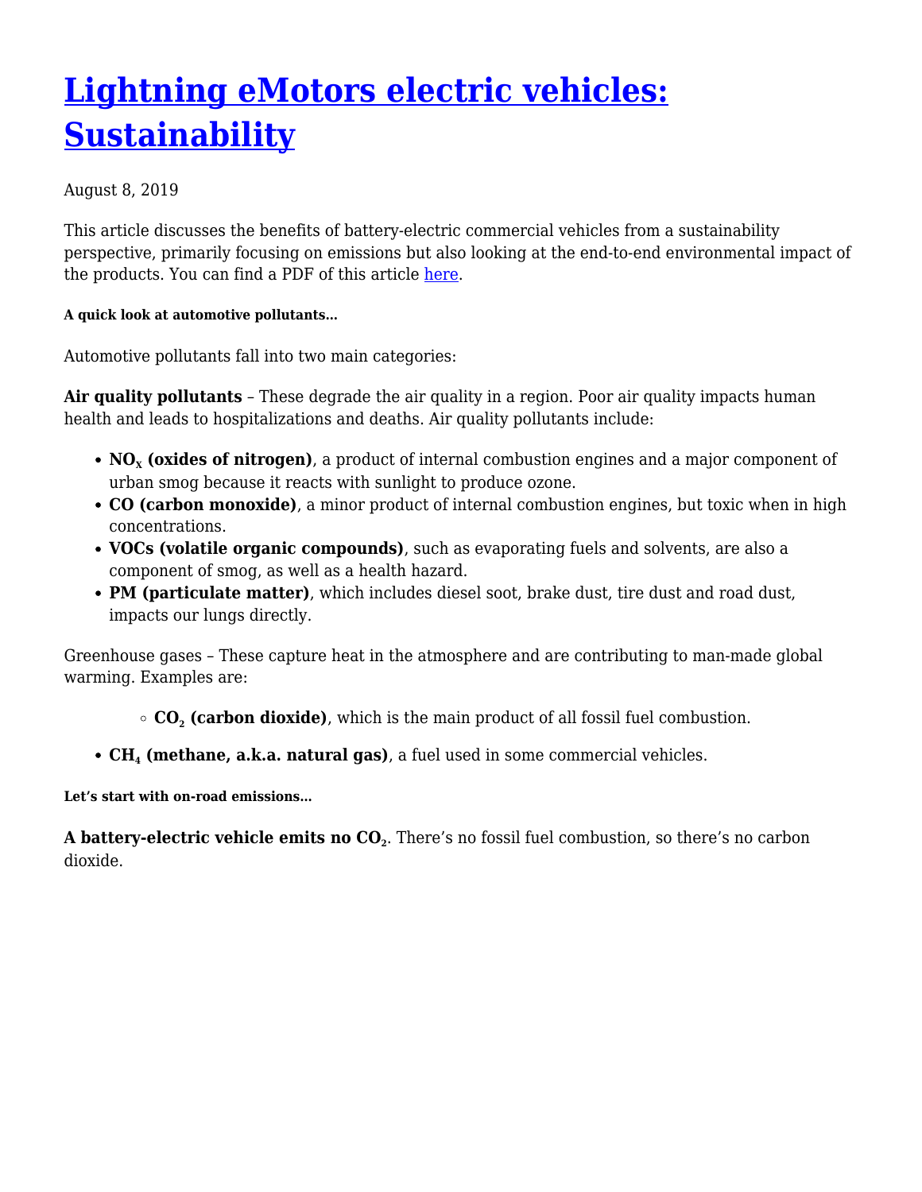# Lightning eMotors electric vehicles: Sustainability

August 8, 2019

This article discusses the benefits of battery-electric commercial vehicles from a sustainability perspective, primarily focusing on emissions but also looking at the end-to-end environmental impact of the products. You can find a PDF of this article here.

##### A quick look at automotive pollutants…

Automotive pollutants fall into two main categories:

**Air quality pollutants** – These degrade the air quality in a region. Poor air quality impacts human health and leads to hospitalizations and deaths. Air quality pollutants include:

- **$NO_X$ (oxides of nitrogen)**, a product of internal combustion engines and a major component of urban smog because it reacts with sunlight to produce ozone.
- **CO (carbon monoxide)**, a minor product of internal combustion engines, but toxic when in high concentrations.
- **VOCs (volatile organic compounds)**, such as evaporating fuels and solvents, are also a component of smog, as well as a health hazard.
- **PM (particulate matter)**, which includes diesel soot, brake dust, tire dust and road dust, impacts our lungs directly.

Greenhouse gases – These capture heat in the atmosphere and are contributing to man-made global warming. Examples are:

  - **$CO_2$ (carbon dioxide)**, which is the main product of all fossil fuel combustion.

- **$CH_4$ (methane, a.k.a. natural gas)**, a fuel used in some commercial vehicles.

##### Let's start with on-road emissions…

**A battery-electric vehicle emits no $CO_2$**. There's no fossil fuel combustion, so there's no carbon dioxide.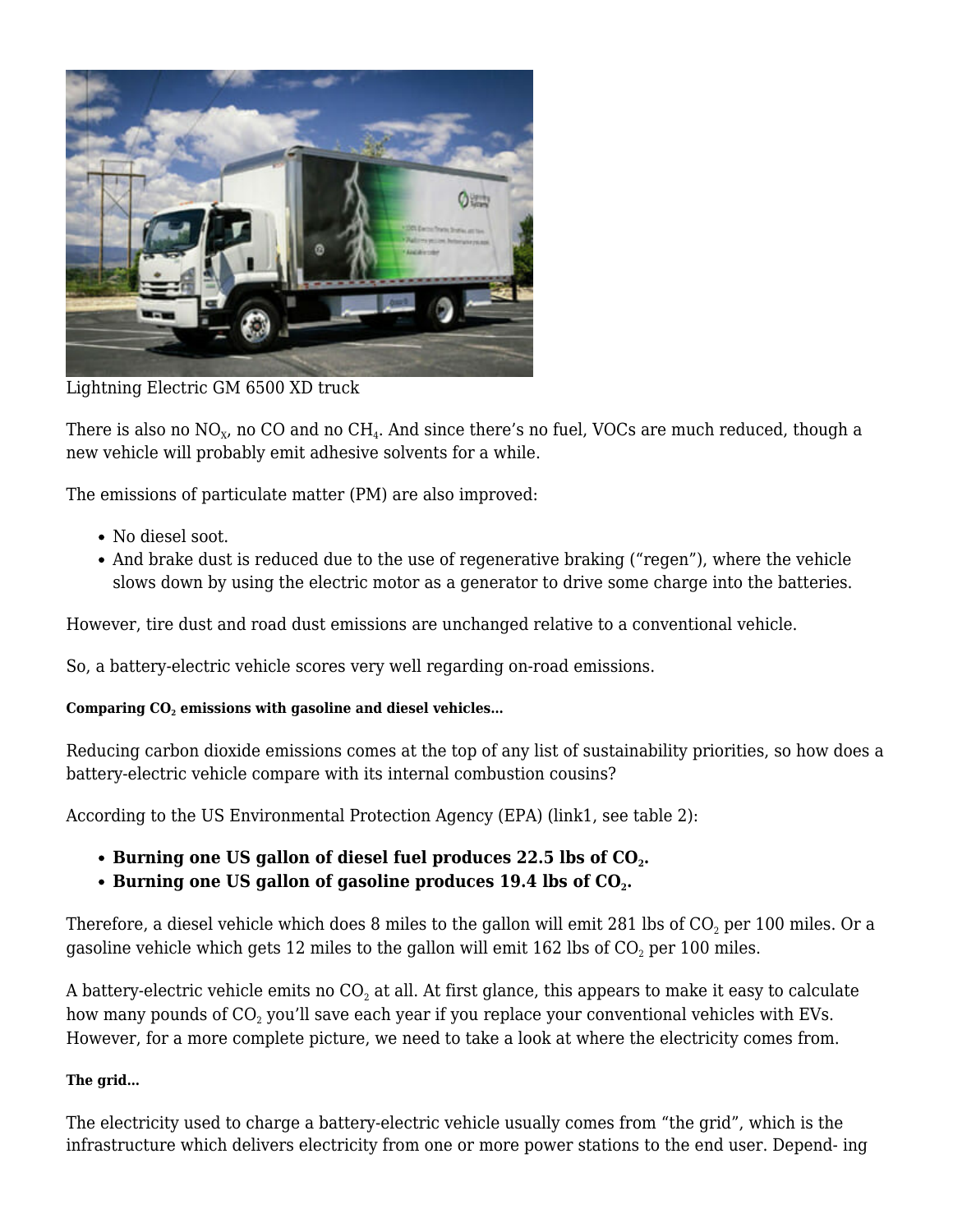Lightning Electric GM 6500 XD truck

There is also no $NO_X$, no CO and no $CH_4$. And since there's no fuel, VOCs are much reduced, though a new vehicle will probably emit adhesive solvents for a while.

The emissions of particulate matter (PM) are also improved:

- No diesel soot.
- And brake dust is reduced due to the use of regenerative braking ("regen"), where the vehicle slows down by using the electric motor as a generator to drive some charge into the batteries.

However, tire dust and road dust emissions are unchanged relative to a conventional vehicle.

So, a battery-electric vehicle scores very well regarding on-road emissions.

##### Comparing $CO_2$ emissions with gasoline and diesel vehicles…

Reducing carbon dioxide emissions comes at the top of any list of sustainability priorities, so how does a battery-electric vehicle compare with its internal combustion cousins?

According to the US Environmental Protection Agency (EPA) (link1, see table 2):

- **Burning one US gallon of diesel fuel produces 22.5 lbs of $CO_2$.**
- **Burning one US gallon of gasoline produces 19.4 lbs of $CO_2$.**

Therefore, a diesel vehicle which does 8 miles to the gallon will emit 281 lbs of $CO_2$ per 100 miles. Or a gasoline vehicle which gets 12 miles to the gallon will emit 162 lbs of $CO_2$ per 100 miles.

A battery-electric vehicle emits no $CO_2$ at all. At first glance, this appears to make it easy to calculate how many pounds of $CO_2$ you'll save each year if you replace your conventional vehicles with EVs. However, for a more complete picture, we need to take a look at where the electricity comes from.

##### The grid…

The electricity used to charge a battery-electric vehicle usually comes from "the grid", which is the infrastructure which delivers electricity from one or more power stations to the end user. Depend- ing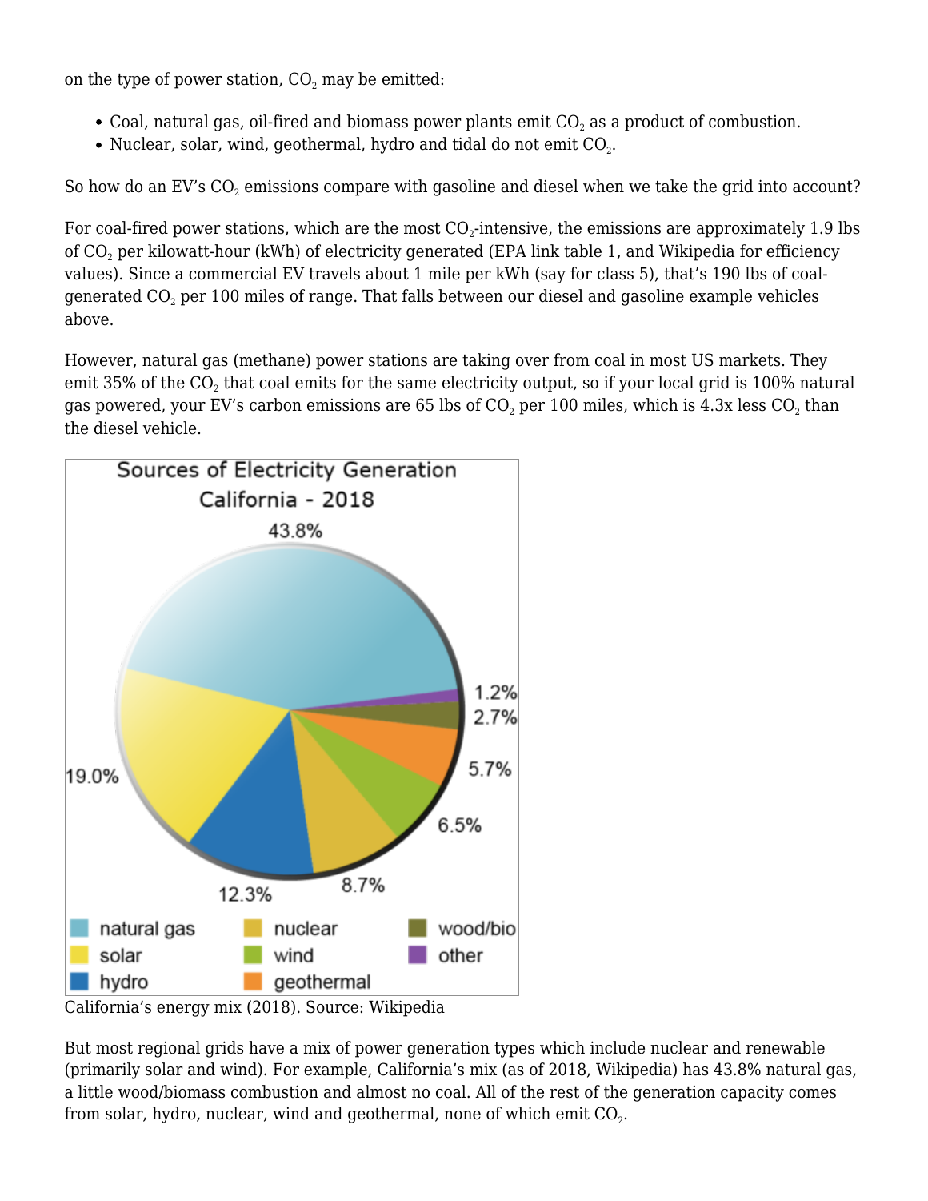on the type of power station, $CO_2$ may be emitted:

- Coal, natural gas, oil-fired and biomass power plants emit $CO_2$ as a product of combustion.
- Nuclear, solar, wind, geothermal, hydro and tidal do not emit $CO_2$.

So how do an EV's $CO_2$ emissions compare with gasoline and diesel when we take the grid into account?

For coal-fired power stations, which are the most $CO_2$-intensive, the emissions are approximately 1.9 lbs of $CO_2$ per kilowatt-hour (kWh) of electricity generated (EPA link table 1, and Wikipedia for efficiency values). Since a commercial EV travels about 1 mile per kWh (say for class 5), that's 190 lbs of coal-generated $CO_2$ per 100 miles of range. That falls between our diesel and gasoline example vehicles above.

However, natural gas (methane) power stations are taking over from coal in most US markets. They emit 35% of the $CO_2$ that coal emits for the same electricity output, so if your local grid is 100% natural gas powered, your EV's carbon emissions are 65 lbs of $CO_2$ per 100 miles, which is 4.3x less $CO_2$ than the diesel vehicle.

Sources of Electricity Generation
California - 2018

43.8%
1.2%
2.7%
5.7%
6.5%
8.7%
12.3%
19.0%

natural gas
solar
hydro
nuclear
wind
geothermal
wood/bio
other

California's energy mix (2018). Source: Wikipedia

But most regional grids have a mix of power generation types which include nuclear and renewable (primarily solar and wind). For example, California's mix (as of 2018, Wikipedia) has 43.8% natural gas, a little wood/biomass combustion and almost no coal. All of the rest of the generation capacity comes from solar, hydro, nuclear, wind and geothermal, none of which emit $CO_2$.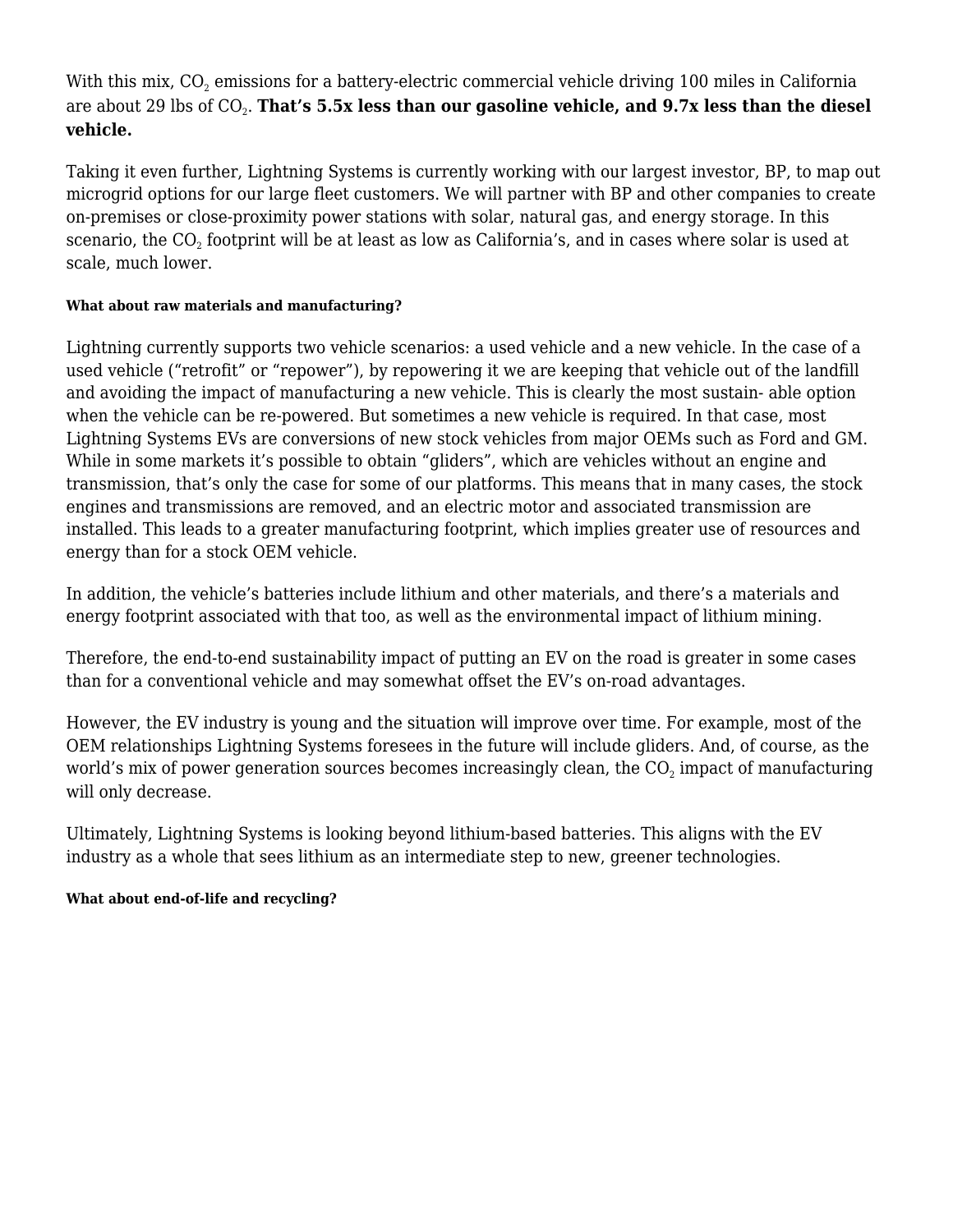With this mix, $CO_2$ emissions for a battery-electric commercial vehicle driving 100 miles in California are about 29 lbs of $CO_2$. **That's 5.5x less than our gasoline vehicle, and 9.7x less than the diesel vehicle.**

Taking it even further, Lightning Systems is currently working with our largest investor, BP, to map out microgrid options for our large fleet customers. We will partner with BP and other companies to create on-premises or close-proximity power stations with solar, natural gas, and energy storage. In this scenario, the $CO_2$ footprint will be at least as low as California's, and in cases where solar is used at scale, much lower.

#### What about raw materials and manufacturing?

Lightning currently supports two vehicle scenarios: a used vehicle and a new vehicle. In the case of a used vehicle ("retrofit" or "repower"), by repowering it we are keeping that vehicle out of the landfill and avoiding the impact of manufacturing a new vehicle. This is clearly the most sustain- able option when the vehicle can be re-powered. But sometimes a new vehicle is required. In that case, most Lightning Systems EVs are conversions of new stock vehicles from major OEMs such as Ford and GM. While in some markets it's possible to obtain "gliders", which are vehicles without an engine and transmission, that's only the case for some of our platforms. This means that in many cases, the stock engines and transmissions are removed, and an electric motor and associated transmission are installed. This leads to a greater manufacturing footprint, which implies greater use of resources and energy than for a stock OEM vehicle.

In addition, the vehicle's batteries include lithium and other materials, and there's a materials and energy footprint associated with that too, as well as the environmental impact of lithium mining.

Therefore, the end-to-end sustainability impact of putting an EV on the road is greater in some cases than for a conventional vehicle and may somewhat offset the EV's on-road advantages.

However, the EV industry is young and the situation will improve over time. For example, most of the OEM relationships Lightning Systems foresees in the future will include gliders. And, of course, as the world's mix of power generation sources becomes increasingly clean, the $CO_2$ impact of manufacturing will only decrease.

Ultimately, Lightning Systems is looking beyond lithium-based batteries. This aligns with the EV industry as a whole that sees lithium as an intermediate step to new, greener technologies.

#### What about end-of-life and recycling?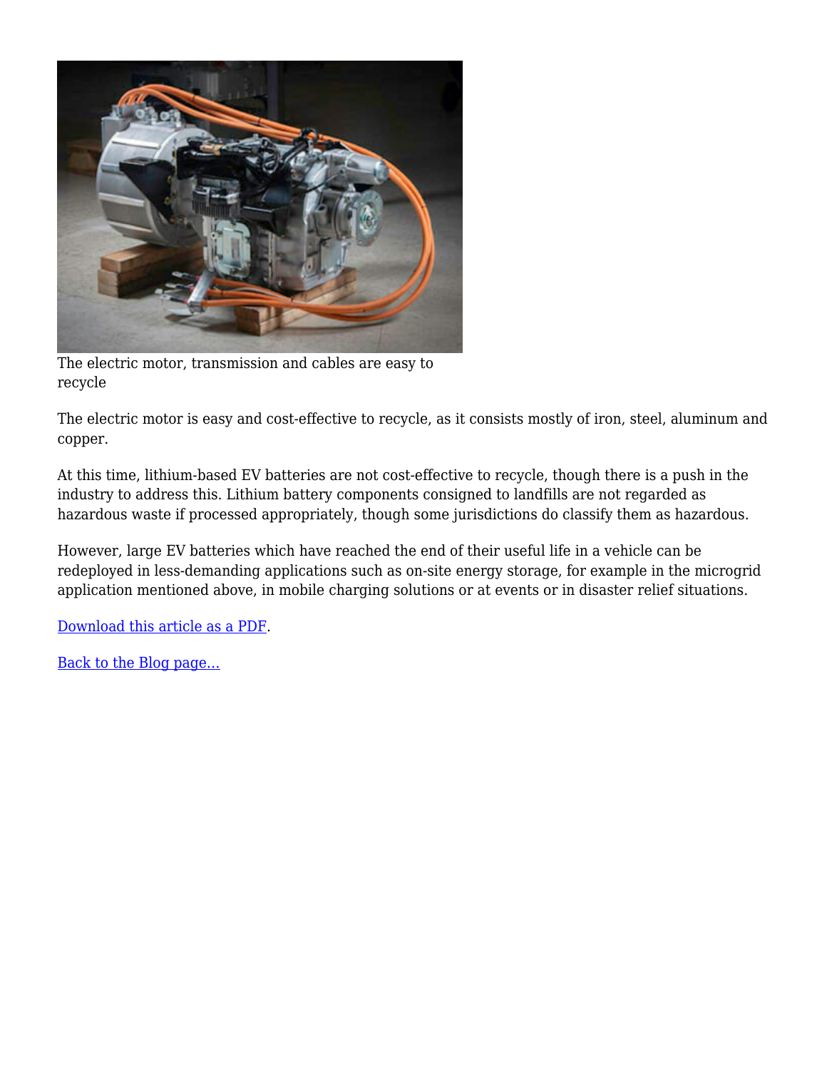The electric motor, transmission and cables are easy to recycle

The electric motor is easy and cost-effective to recycle, as it consists mostly of iron, steel, aluminum and copper.

At this time, lithium-based EV batteries are not cost-effective to recycle, though there is a push in the industry to address this. Lithium battery components consigned to landfills are not regarded as hazardous waste if processed appropriately, though some jurisdictions do classify them as hazardous.

However, large EV batteries which have reached the end of their useful life in a vehicle can be redeployed in less-demanding applications such as on-site energy storage, for example in the microgrid application mentioned above, in mobile charging solutions or at events or in disaster relief situations.

[Download this article as a PDF](#).

[Back to the Blog page…](#)